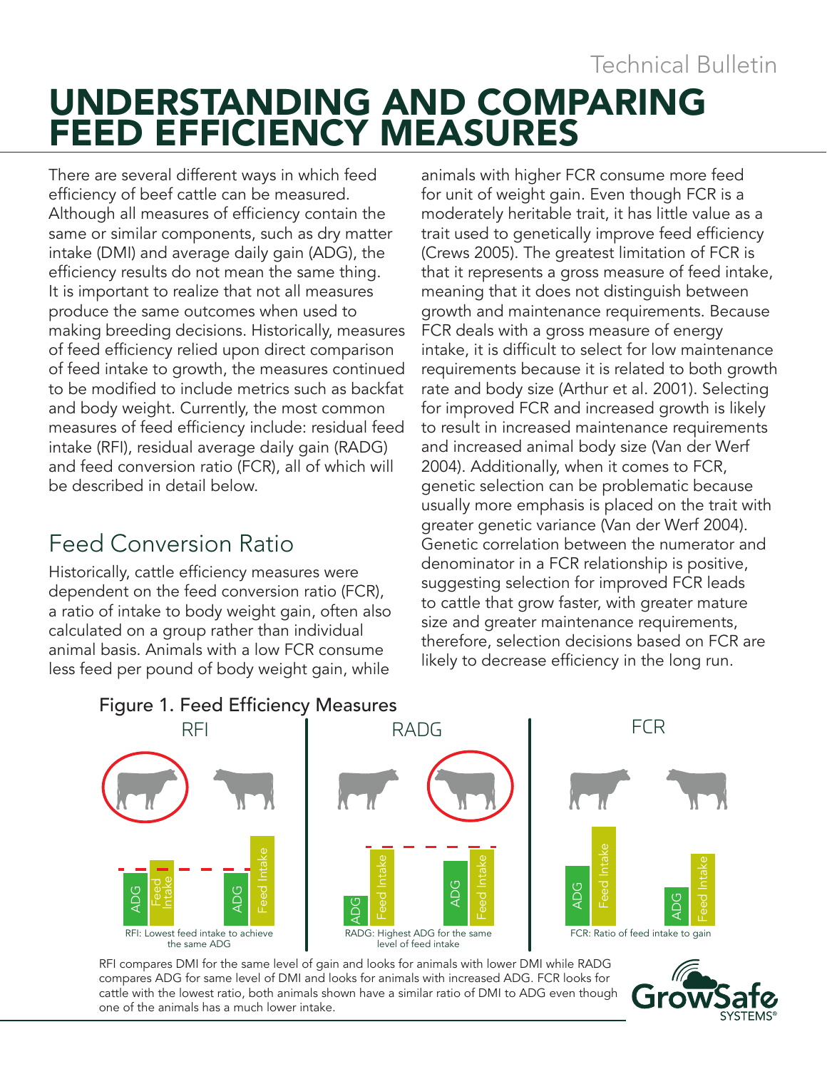Technical Bulletin

# UNDERSTANDING AND COMPARING FEED EFFICIENCY MEASURES

There are several different ways in which feed efficiency of beef cattle can be measured. Although all measures of efficiency contain the same or similar components, such as dry matter intake (DMI) and average daily gain (ADG), the efficiency results do not mean the same thing. It is important to realize that not all measures produce the same outcomes when used to making breeding decisions. Historically, measures of feed efficiency relied upon direct comparison of feed intake to growth, the measures continued to be modified to include metrics such as backfat and body weight. Currently, the most common measures of feed efficiency include: residual feed intake (RFI), residual average daily gain (RADG) and feed conversion ratio (FCR), all of which will be described in detail below.

## Feed Conversion Ratio

Historically, cattle efficiency measures were dependent on the feed conversion ratio (FCR), a ratio of intake to body weight gain, often also calculated on a group rather than individual animal basis. Animals with a low FCR consume less feed per pound of body weight gain, while animals with higher FCR consume more feed for unit of weight gain. Even though FCR is a moderately heritable trait, it has little value as a trait used to genetically improve feed efficiency (Crews 2005). The greatest limitation of FCR is that it represents a gross measure of feed intake, meaning that it does not distinguish between growth and maintenance requirements. Because FCR deals with a gross measure of energy intake, it is difficult to select for low maintenance requirements because it is related to both growth rate and body size (Arthur et al. 2001). Selecting for improved FCR and increased growth is likely to result in increased maintenance requirements and increased animal body size (Van der Werf 2004). Additionally, when it comes to FCR, genetic selection can be problematic because usually more emphasis is placed on the trait with greater genetic variance (Van der Werf 2004). Genetic correlation between the numerator and denominator in a FCR relationship is positive, suggesting selection for improved FCR leads to cattle that grow faster, with greater mature size and greater maintenance requirements, therefore, selection decisions based on FCR are likely to decrease efficiency in the long run.

Figure 1. Feed Efficiency Measures

RFI: Lowest feed intake to achieve the same ADG

RADG: Highest ADG for the same level of feed intake

FCR: Ratio of feed intake to gain

RFI compares DMI for the same level of gain and looks for animals with lower DMI while RADG compares ADG for same level of DMI and looks for animals with increased ADG. FCR looks for cattle with the lowest ratio, both animals shown have a similar ratio of DMI to ADG even though one of the animals has a much lower intake.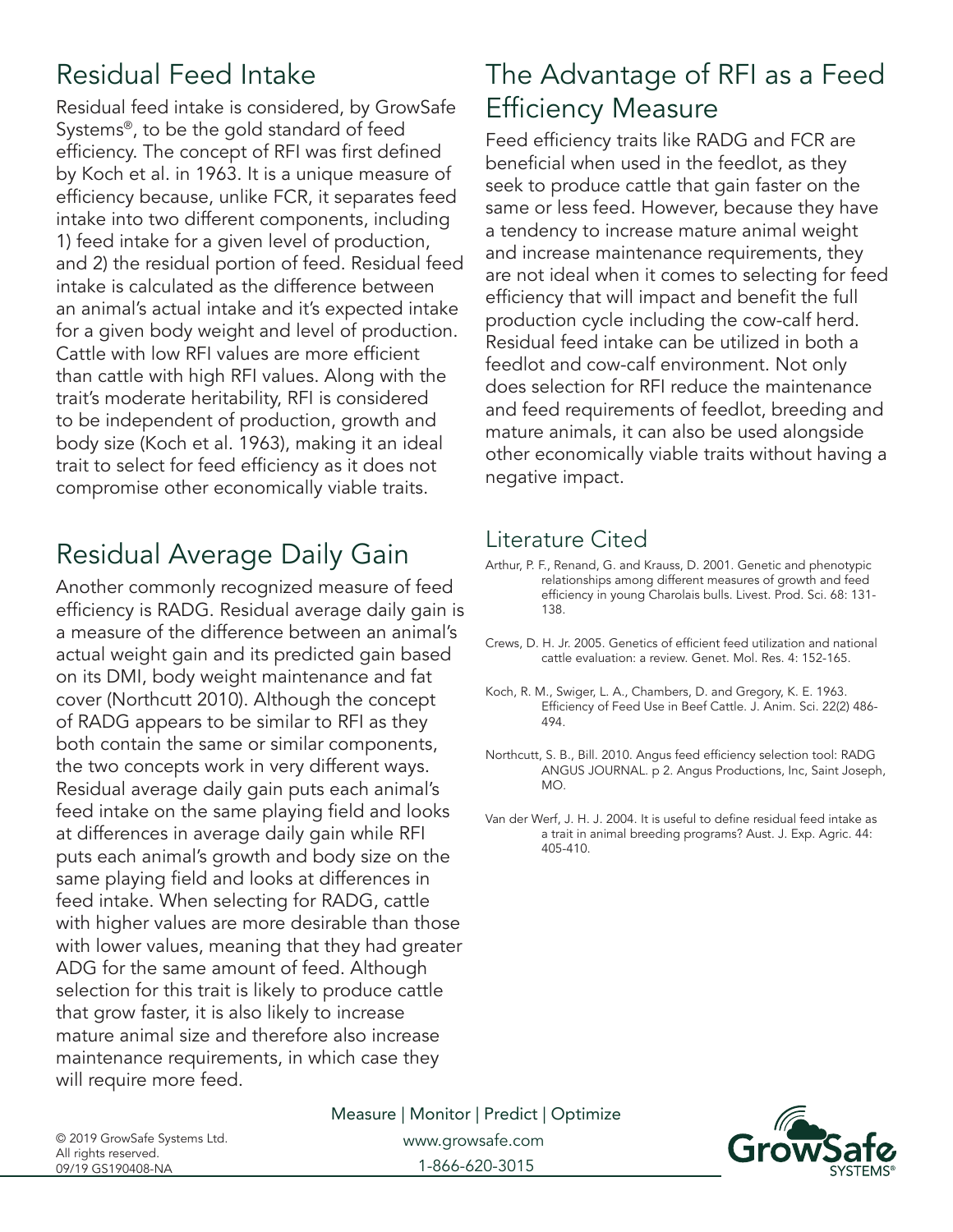## Residual Feed Intake

Residual feed intake is considered, by GrowSafe Systems®, to be the gold standard of feed efficiency. The concept of RFI was first defined by Koch et al. in 1963. It is a unique measure of efficiency because, unlike FCR, it separates feed intake into two different components, including 1) feed intake for a given level of production, and 2) the residual portion of feed. Residual feed intake is calculated as the difference between an animal's actual intake and it's expected intake for a given body weight and level of production. Cattle with low RFI values are more efficient than cattle with high RFI values. Along with the trait's moderate heritability, RFI is considered to be independent of production, growth and body size (Koch et al. 1963), making it an ideal trait to select for feed efficiency as it does not compromise other economically viable traits.

## Residual Average Daily Gain

Another commonly recognized measure of feed efficiency is RADG. Residual average daily gain is a measure of the difference between an animal's actual weight gain and its predicted gain based on its DMI, body weight maintenance and fat cover (Northcutt 2010). Although the concept of RADG appears to be similar to RFI as they both contain the same or similar components, the two concepts work in very different ways. Residual average daily gain puts each animal's feed intake on the same playing field and looks at differences in average daily gain while RFI puts each animal's growth and body size on the same playing field and looks at differences in feed intake. When selecting for RADG, cattle with higher values are more desirable than those with lower values, meaning that they had greater ADG for the same amount of feed. Although selection for this trait is likely to produce cattle that grow faster, it is also likely to increase mature animal size and therefore also increase maintenance requirements, in which case they will require more feed.

## The Advantage of RFI as a Feed Efficiency Measure

Feed efficiency traits like RADG and FCR are beneficial when used in the feedlot, as they seek to produce cattle that gain faster on the same or less feed. However, because they have a tendency to increase mature animal weight and increase maintenance requirements, they are not ideal when it comes to selecting for feed efficiency that will impact and benefit the full production cycle including the cow-calf herd. Residual feed intake can be utilized in both a feedlot and cow-calf environment. Not only does selection for RFI reduce the maintenance and feed requirements of feedlot, breeding and mature animals, it can also be used alongside other economically viable traits without having a negative impact.

### Literature Cited

Arthur, P. F., Renand, G. and Krauss, D. 2001. Genetic and phenotypic relationships among different measures of growth and feed efficiency in young Charolais bulls. Livest. Prod. Sci. 68: 131-138.

Crews, D. H. Jr. 2005. Genetics of efficient feed utilization and national cattle evaluation: a review. Genet. Mol. Res. 4: 152-165.

Koch, R. M., Swiger, L. A., Chambers, D. and Gregory, K. E. 1963. Efficiency of Feed Use in Beef Cattle. J. Anim. Sci. 22(2) 486-494.

Northcutt, S. B., Bill. 2010. Angus feed efficiency selection tool: RADG ANGUS JOURNAL. p 2. Angus Productions, Inc, Saint Joseph, MO.

Van der Werf, J. H. J. 2004. It is useful to define residual feed intake as a trait in animal breeding programs? Aust. J. Exp. Agric. 44: 405-410.

Measure | Monitor | Predict | Optimize

www.growsafe.com

1-866-620-3015

© 2019 GrowSafe Systems Ltd.
All rights reserved.
09/19 GS190408-NA